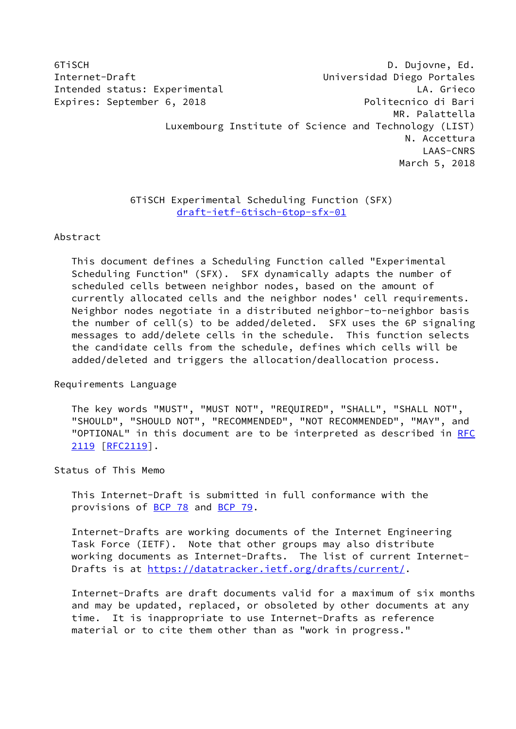6TiSCH D. Dujovne, Ed.
Internet-Draft Universidad Diego Portales
Intended status: Experimental LA. Grieco
Expires: September 6, 2018 Politecnico di Bari
MR. Palattella
Luxembourg Institute of Science and Technology (LIST)
N. Accettura
LAAS-CNRS
March 5, 2018

# 6TiSCH Experimental Scheduling Function (SFX)
draft-ietf-6tisch-6top-sfx-01

## Abstract

This document defines a Scheduling Function called "Experimental Scheduling Function" (SFX). SFX dynamically adapts the number of scheduled cells between neighbor nodes, based on the amount of currently allocated cells and the neighbor nodes' cell requirements. Neighbor nodes negotiate in a distributed neighbor-to-neighbor basis the number of cell(s) to be added/deleted. SFX uses the 6P signaling messages to add/delete cells in the schedule. This function selects the candidate cells from the schedule, defines which cells will be added/deleted and triggers the allocation/deallocation process.

## Requirements Language

The key words "MUST", "MUST NOT", "REQUIRED", "SHALL", "SHALL NOT", "SHOULD", "SHOULD NOT", "RECOMMENDED", "NOT RECOMMENDED", "MAY", and "OPTIONAL" in this document are to be interpreted as described in RFC 2119 [RFC2119].

## Status of This Memo

This Internet-Draft is submitted in full conformance with the provisions of BCP 78 and BCP 79.

Internet-Drafts are working documents of the Internet Engineering Task Force (IETF). Note that other groups may also distribute working documents as Internet-Drafts. The list of current Internet-Drafts is at https://datatracker.ietf.org/drafts/current/.

Internet-Drafts are draft documents valid for a maximum of six months and may be updated, replaced, or obsoleted by other documents at any time. It is inappropriate to use Internet-Drafts as reference material or to cite them other than as "work in progress."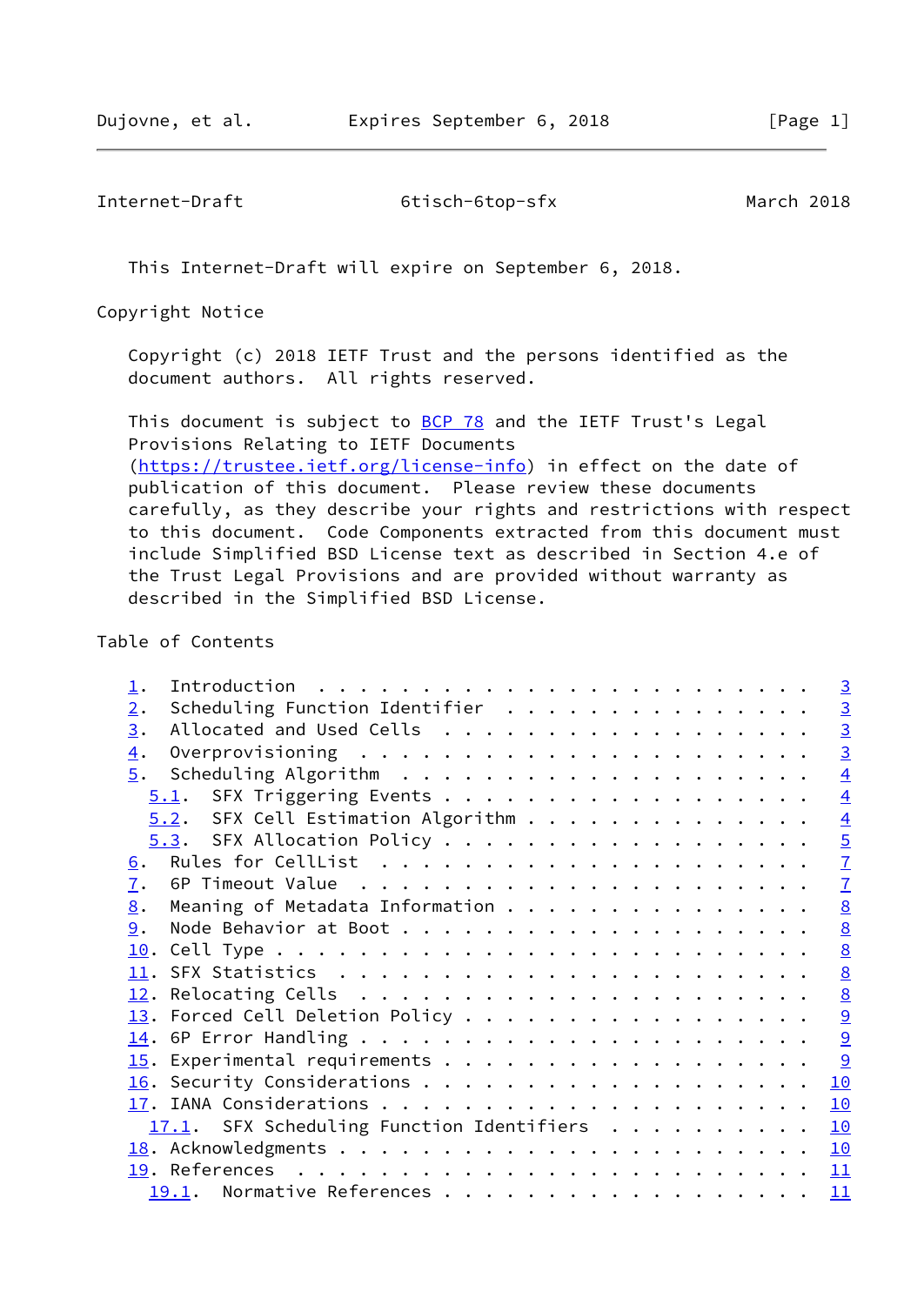This Internet-Draft will expire on September 6, 2018.

## Copyright Notice

Copyright (c) 2018 IETF Trust and the persons identified as the document authors. All rights reserved.

This document is subject to BCP 78 and the IETF Trust's Legal Provisions Relating to IETF Documents (https://trustee.ietf.org/license-info) in effect on the date of publication of this document. Please review these documents carefully, as they describe your rights and restrictions with respect to this document. Code Components extracted from this document must include Simplified BSD License text as described in Section 4.e of the Trust Legal Provisions and are provided without warranty as described in the Simplified BSD License.

## Table of Contents

```
   1.  Introduction  . . . . . . . . . . . . . . . . . . . . . . . .   3
   2.  Scheduling Function Identifier  . . . . . . . . . . . . . . .   3
   3.  Allocated and Used Cells  . . . . . . . . . . . . . . . . . .   3
   4.  Overprovisioning  . . . . . . . . . . . . . . . . . . . . . .   3
   5.  Scheduling Algorithm  . . . . . . . . . . . . . . . . . . . .   4
     5.1.  SFX Triggering Events . . . . . . . . . . . . . . . . . .   4
     5.2.  SFX Cell Estimation Algorithm . . . . . . . . . . . . . .   4
     5.3.  SFX Allocation Policy . . . . . . . . . . . . . . . . . .   5
   6.  Rules for CellList  . . . . . . . . . . . . . . . . . . . . .   7
   7.  6P Timeout Value  . . . . . . . . . . . . . . . . . . . . . .   7
   8.  Meaning of Metadata Information . . . . . . . . . . . . . . .   8
   9.  Node Behavior at Boot . . . . . . . . . . . . . . . . . . . .   8
   10. Cell Type . . . . . . . . . . . . . . . . . . . . . . . . . .   8
   11. SFX Statistics  . . . . . . . . . . . . . . . . . . . . . . .   8
   12. Relocating Cells  . . . . . . . . . . . . . . . . . . . . . .   8
   13. Forced Cell Deletion Policy . . . . . . . . . . . . . . . . .   9
   14. 6P Error Handling . . . . . . . . . . . . . . . . . . . . . .   9
   15. Experimental requirements . . . . . . . . . . . . . . . . . .   9
   16. Security Considerations . . . . . . . . . . . . . . . . . . .  10
   17. IANA Considerations . . . . . . . . . . . . . . . . . . . . .  10
     17.1.  SFX Scheduling Function Identifiers  . . . . . . . . . .  10
   18. Acknowledgments . . . . . . . . . . . . . . . . . . . . . . .  10
   19. References  . . . . . . . . . . . . . . . . . . . . . . . . .  11
     19.1.  Normative References . . . . . . . . . . . . . . . . . .  11
```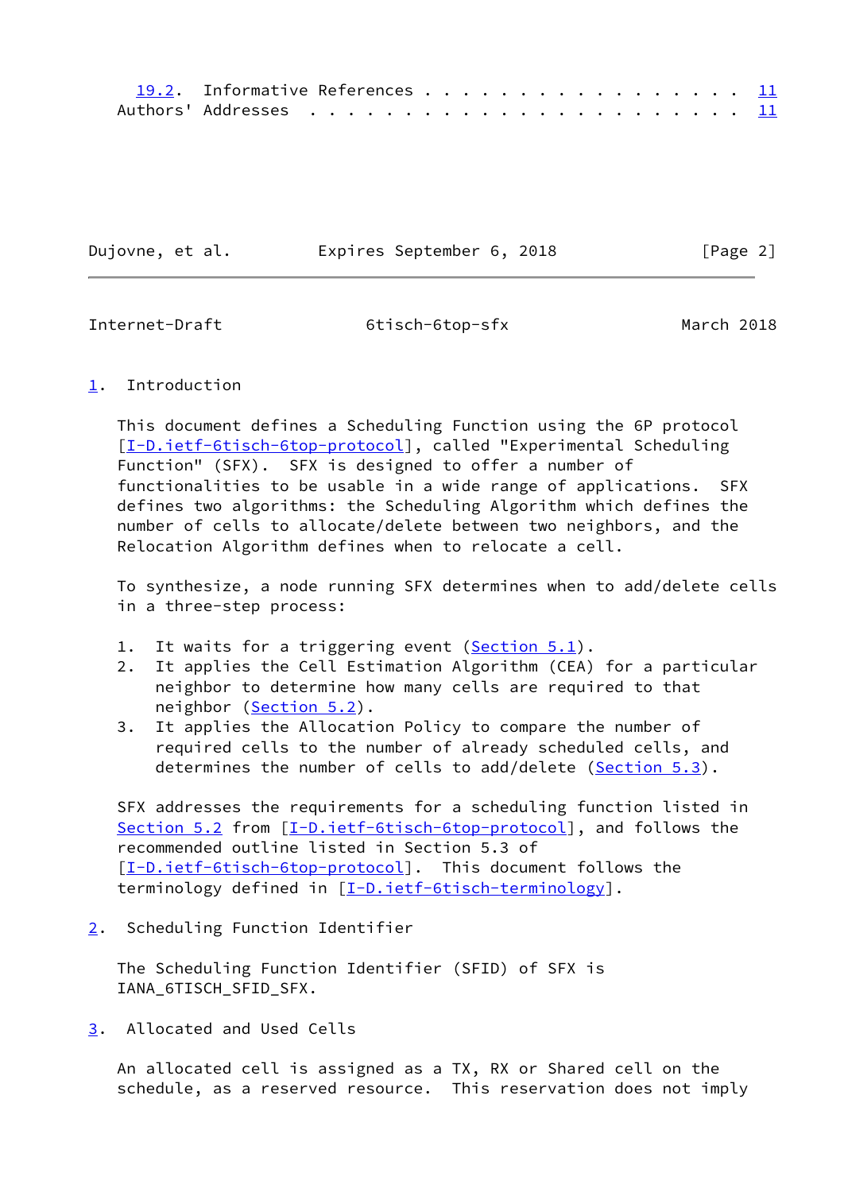19.2. Informative References . . . . . . . . . . . . . . . . . . 11
Authors' Addresses . . . . . . . . . . . . . . . . . . . . . . . 11

# 1. Introduction

This document defines a Scheduling Function using the 6P protocol [I-D.ietf-6tisch-6top-protocol], called "Experimental Scheduling Function" (SFX). SFX is designed to offer a number of functionalities to be usable in a wide range of applications. SFX defines two algorithms: the Scheduling Algorithm which defines the number of cells to allocate/delete between two neighbors, and the Relocation Algorithm defines when to relocate a cell.

To synthesize, a node running SFX determines when to add/delete cells in a three-step process:

1. It waits for a triggering event (Section 5.1).
2. It applies the Cell Estimation Algorithm (CEA) for a particular neighbor to determine how many cells are required to that neighbor (Section 5.2).
3. It applies the Allocation Policy to compare the number of required cells to the number of already scheduled cells, and determines the number of cells to add/delete (Section 5.3).

SFX addresses the requirements for a scheduling function listed in Section 5.2 from [I-D.ietf-6tisch-6top-protocol], and follows the recommended outline listed in Section 5.3 of [I-D.ietf-6tisch-6top-protocol]. This document follows the terminology defined in [I-D.ietf-6tisch-terminology].

# 2. Scheduling Function Identifier

The Scheduling Function Identifier (SFID) of SFX is IANA_6TISCH_SFID_SFX.

# 3. Allocated and Used Cells

An allocated cell is assigned as a TX, RX or Shared cell on the schedule, as a reserved resource. This reservation does not imply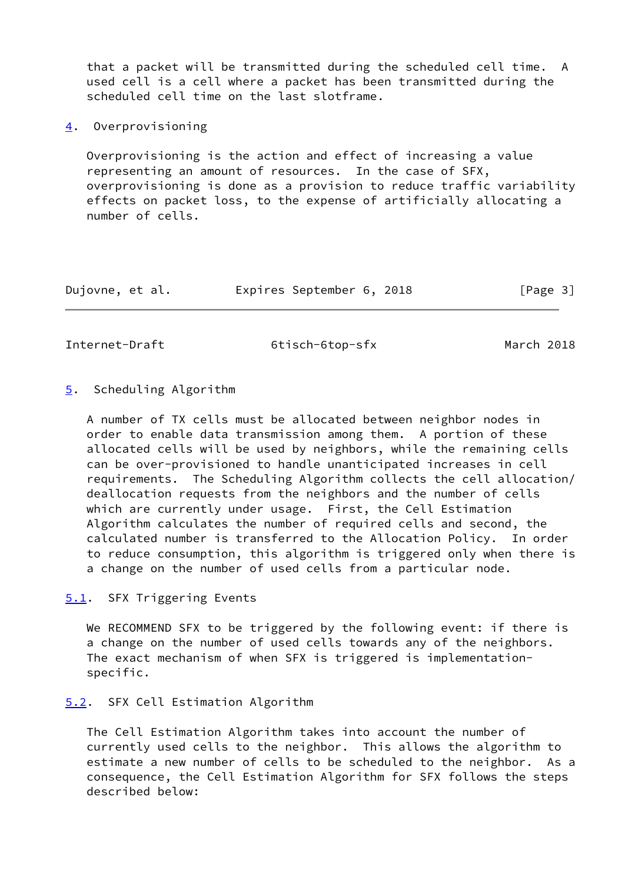that a packet will be transmitted during the scheduled cell time. A used cell is a cell where a packet has been transmitted during the scheduled cell time on the last slotframe.

## 4. Overprovisioning

Overprovisioning is the action and effect of increasing a value representing an amount of resources. In the case of SFX, overprovisioning is done as a provision to reduce traffic variability effects on packet loss, to the expense of artificially allocating a number of cells.

## 5. Scheduling Algorithm

A number of TX cells must be allocated between neighbor nodes in order to enable data transmission among them. A portion of these allocated cells will be used by neighbors, while the remaining cells can be over-provisioned to handle unanticipated increases in cell requirements. The Scheduling Algorithm collects the cell allocation/deallocation requests from the neighbors and the number of cells which are currently under usage. First, the Cell Estimation Algorithm calculates the number of required cells and second, the calculated number is transferred to the Allocation Policy. In order to reduce consumption, this algorithm is triggered only when there is a change on the number of used cells from a particular node.

### 5.1. SFX Triggering Events

We RECOMMEND SFX to be triggered by the following event: if there is a change on the number of used cells towards any of the neighbors. The exact mechanism of when SFX is triggered is implementation-specific.

### 5.2. SFX Cell Estimation Algorithm

The Cell Estimation Algorithm takes into account the number of currently used cells to the neighbor. This allows the algorithm to estimate a new number of cells to be scheduled to the neighbor. As a consequence, the Cell Estimation Algorithm for SFX follows the steps described below: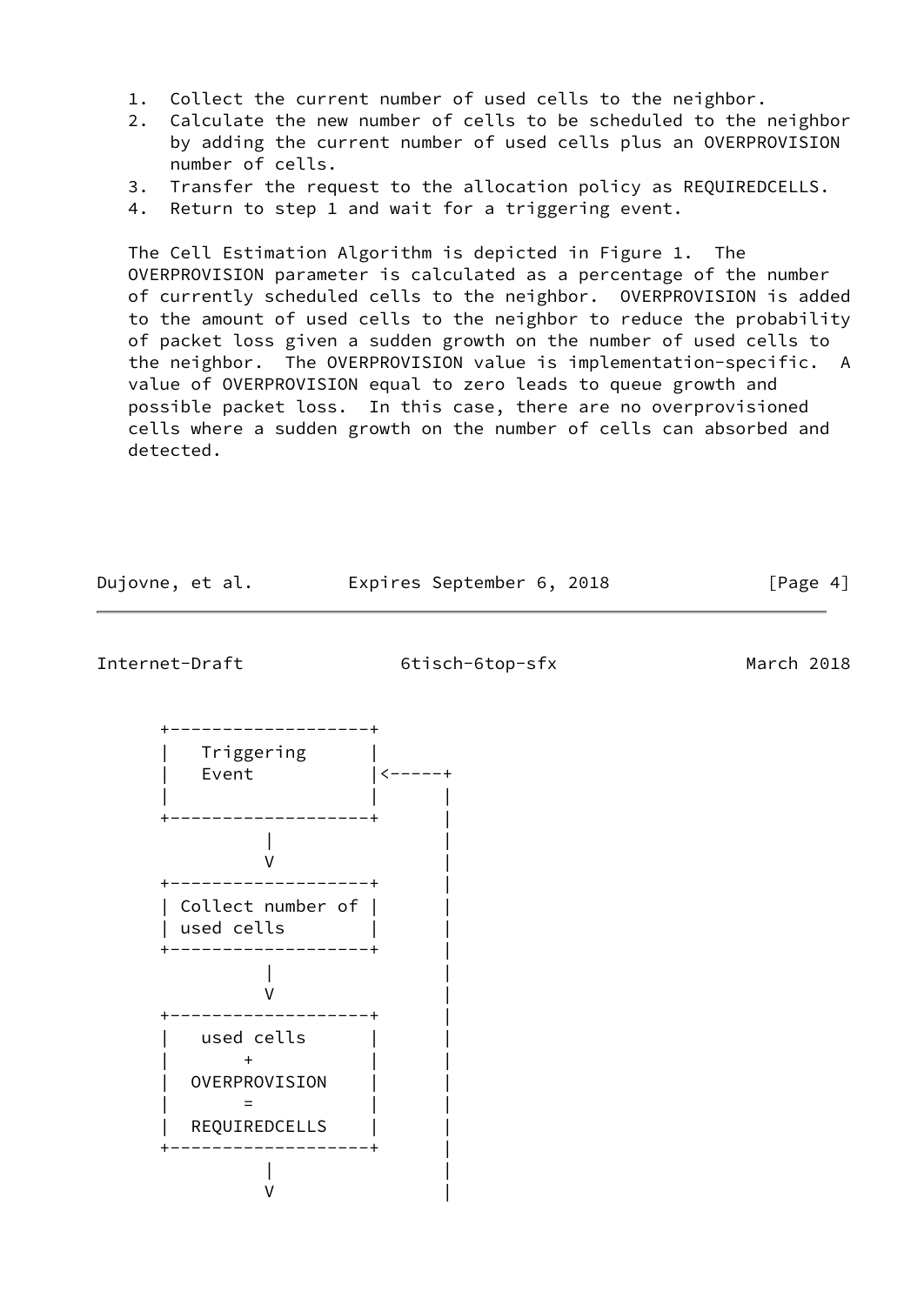1. Collect the current number of used cells to the neighbor.
2. Calculate the new number of cells to be scheduled to the neighbor by adding the current number of used cells plus an OVERPROVISION number of cells.
3. Transfer the request to the allocation policy as REQUIREDCELLS.
4. Return to step 1 and wait for a triggering event.

The Cell Estimation Algorithm is depicted in Figure 1. The OVERPROVISION parameter is calculated as a percentage of the number of currently scheduled cells to the neighbor. OVERPROVISION is added to the amount of used cells to the neighbor to reduce the probability of packet loss given a sudden growth on the number of used cells to the neighbor. The OVERPROVISION value is implementation-specific. A value of OVERPROVISION equal to zero leads to queue growth and possible packet loss. In this case, there are no overprovisioned cells where a sudden growth on the number of cells can absorbed and detected.

```
      +-------------------+
      |   Triggering      |
      |   Event           |<-----+
      |                   |      |
      +-------------------+      |
                |                |
                V                |
      +-------------------+      |
      | Collect number of |      |
      | used cells        |      |
      +-------------------+      |
                |                |
                V                |
      +-------------------+      |
      |   used cells      |      |
      |       +           |      |
      |  OVERPROVISION    |      |
      |       =           |      |
      |  REQUIREDCELLS    |      |
      +-------------------+      |
                |                |
                V                |
```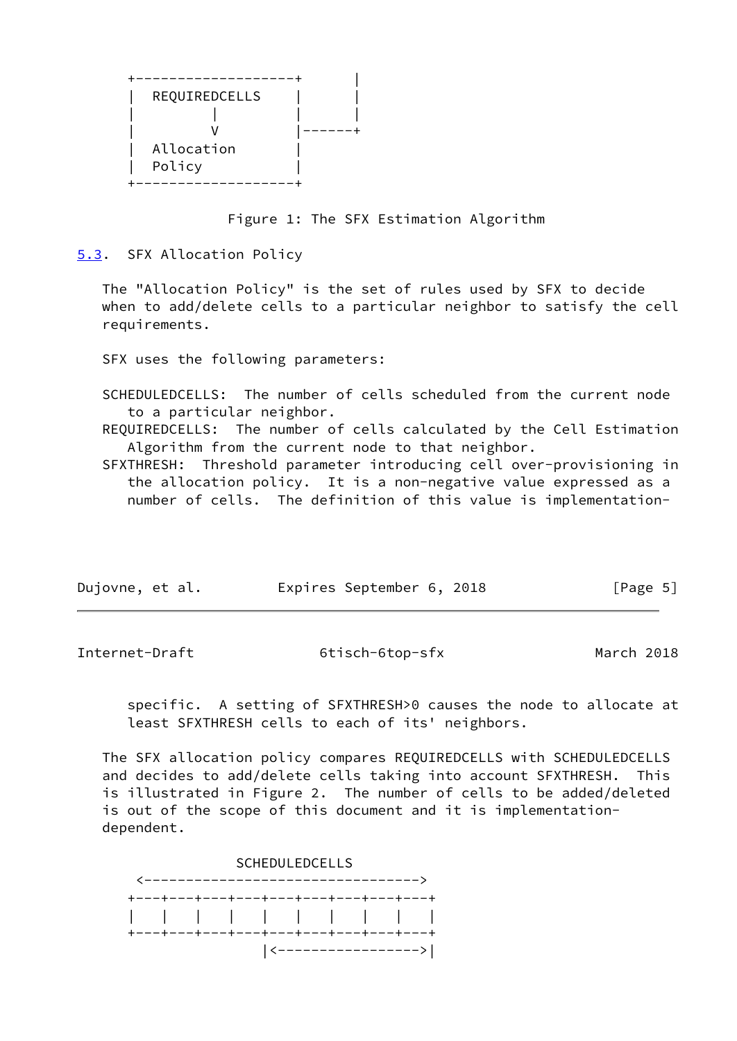```
     +-------------------+       |
     |  REQUIREDCELLS    |       |
     |         |         |       |
     |         V         |------+
     |  Allocation       |
     |  Policy           |
     +-------------------+
```

Figure 1: The SFX Estimation Algorithm

### 5.3. SFX Allocation Policy

The "Allocation Policy" is the set of rules used by SFX to decide when to add/delete cells to a particular neighbor to satisfy the cell requirements.

SFX uses the following parameters:

SCHEDULEDCELLS: The number of cells scheduled from the current node to a particular neighbor.

REQUIREDCELLS: The number of cells calculated by the Cell Estimation Algorithm from the current node to that neighbor.

SFXTHRESH: Threshold parameter introducing cell over-provisioning in the allocation policy. It is a non-negative value expressed as a number of cells. The definition of this value is implementation-specific. A setting of SFXTHRESH>0 causes the node to allocate at least SFXTHRESH cells to each of its' neighbors.

The SFX allocation policy compares REQUIREDCELLS with SCHEDULEDCELLS and decides to add/delete cells taking into account SFXTHRESH. This is illustrated in Figure 2. The number of cells to be added/deleted is out of the scope of this document and it is implementation-dependent.

```
               SCHEDULEDCELLS
     <--------------------------------->
     +---+---+---+---+---+---+---+---+---+
     |   |   |   |   |   |   |   |   |   |
     +---+---+---+---+---+---+---+---+---+
                     |<----------------->|
```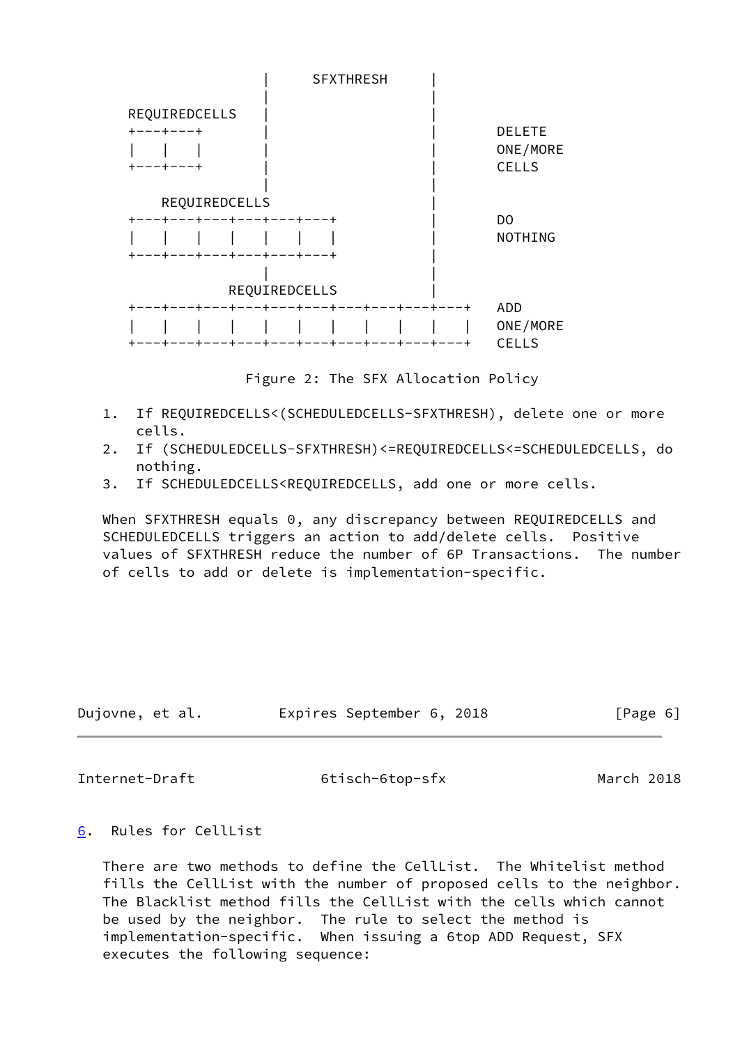```
                    |      SFXTHRESH      |
                    |                     |
   REQUIREDCELLS    |                     |
   +---+---+        |                     |    DELETE
   |   |   |        |                     |    ONE/MORE
   +---+---+        |                     |    CELLS
                    |                     |
       REQUIREDCELLS                      |
   +---+---+---+---+---+---+              |    DO
   |   |   |   |   |   |   |              |    NOTHING
   +---+---+---+---+---+---+              |
                    |                     |
               REQUIREDCELLS              |
   +---+---+---+---+---+---+---+---+---+---+   ADD
   |   |   |   |   |   |   |   |   |   |   |   ONE/MORE
   +---+---+---+---+---+---+---+---+---+---+   CELLS
```

Figure 2: The SFX Allocation Policy

1. If REQUIREDCELLS<(SCHEDULEDCELLS-SFXTHRESH), delete one or more cells.
2. If (SCHEDULEDCELLS-SFXTHRESH)<=REQUIREDCELLS<=SCHEDULEDCELLS, do nothing.
3. If SCHEDULEDCELLS<REQUIREDCELLS, add one or more cells.

When SFXTHRESH equals 0, any discrepancy between REQUIREDCELLS and SCHEDULEDCELLS triggers an action to add/delete cells. Positive values of SFXTHRESH reduce the number of 6P Transactions. The number of cells to add or delete is implementation-specific.

## 6. Rules for CellList

There are two methods to define the CellList. The Whitelist method fills the CellList with the number of proposed cells to the neighbor. The Blacklist method fills the CellList with the cells which cannot be used by the neighbor. The rule to select the method is implementation-specific. When issuing a 6top ADD Request, SFX executes the following sequence: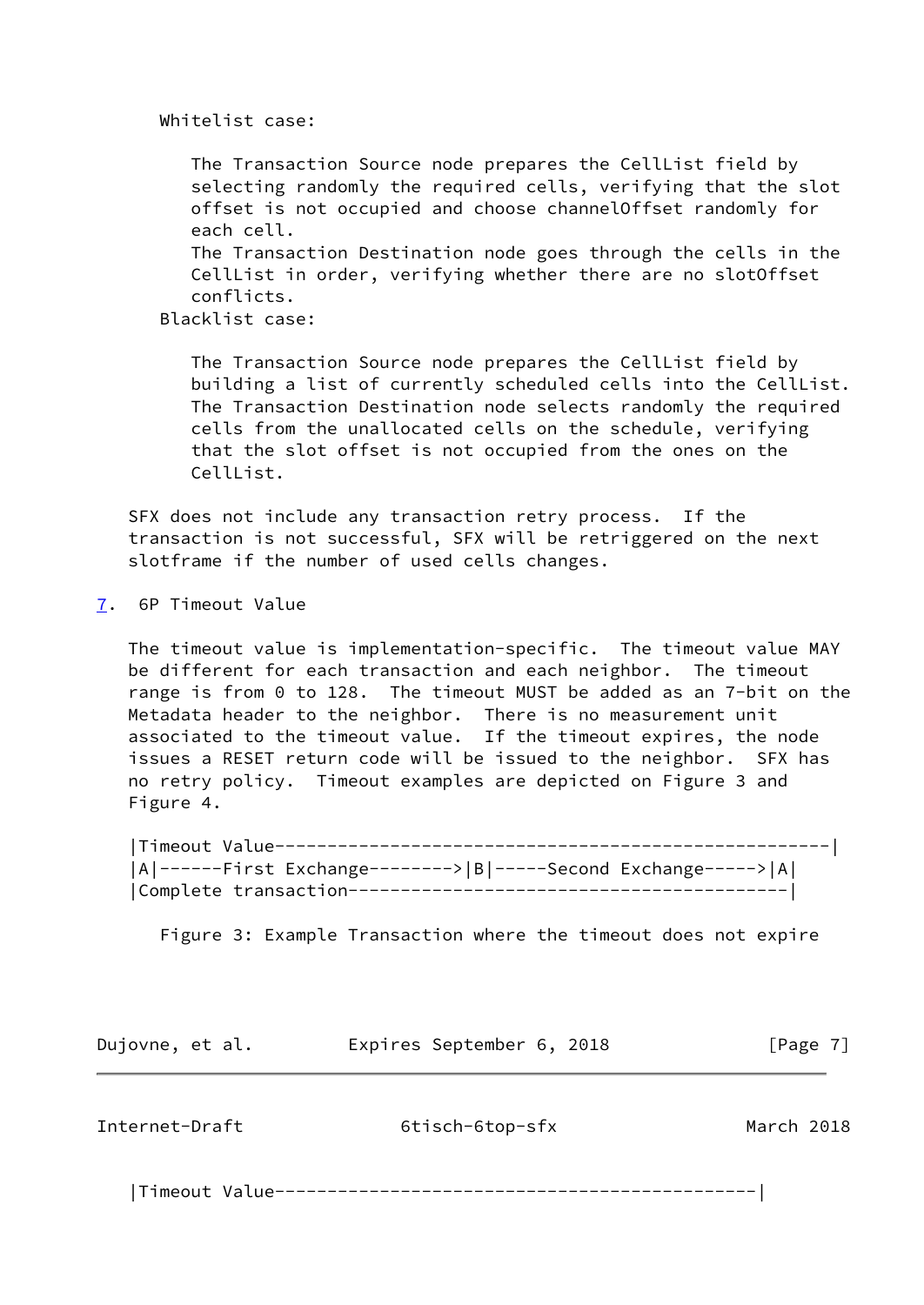Whitelist case:

The Transaction Source node prepares the CellList field by selecting randomly the required cells, verifying that the slot offset is not occupied and choose channelOffset randomly for each cell.
The Transaction Destination node goes through the cells in the CellList in order, verifying whether there are no slotOffset conflicts.

Blacklist case:

The Transaction Source node prepares the CellList field by building a list of currently scheduled cells into the CellList.
The Transaction Destination node selects randomly the required cells from the unallocated cells on the schedule, verifying that the slot offset is not occupied from the ones on the CellList.

SFX does not include any transaction retry process. If the transaction is not successful, SFX will be retriggered on the next slotframe if the number of used cells changes.

## 7. 6P Timeout Value

The timeout value is implementation-specific. The timeout value MAY be different for each transaction and each neighbor. The timeout range is from 0 to 128. The timeout MUST be added as an 7-bit on the Metadata header to the neighbor. There is no measurement unit associated to the timeout value. If the timeout expires, the node issues a RESET return code will be issued to the neighbor. SFX has no retry policy. Timeout examples are depicted on Figure 3 and Figure 4.

```
|Timeout Value----------------------------------------------------|
|A|------First Exchange-------->|B|-----Second Exchange----->|A|
|Complete transaction-----------------------------------------|
```

Figure 3: Example Transaction where the timeout does not expire

```
|Timeout Value----------------------------------------------|
```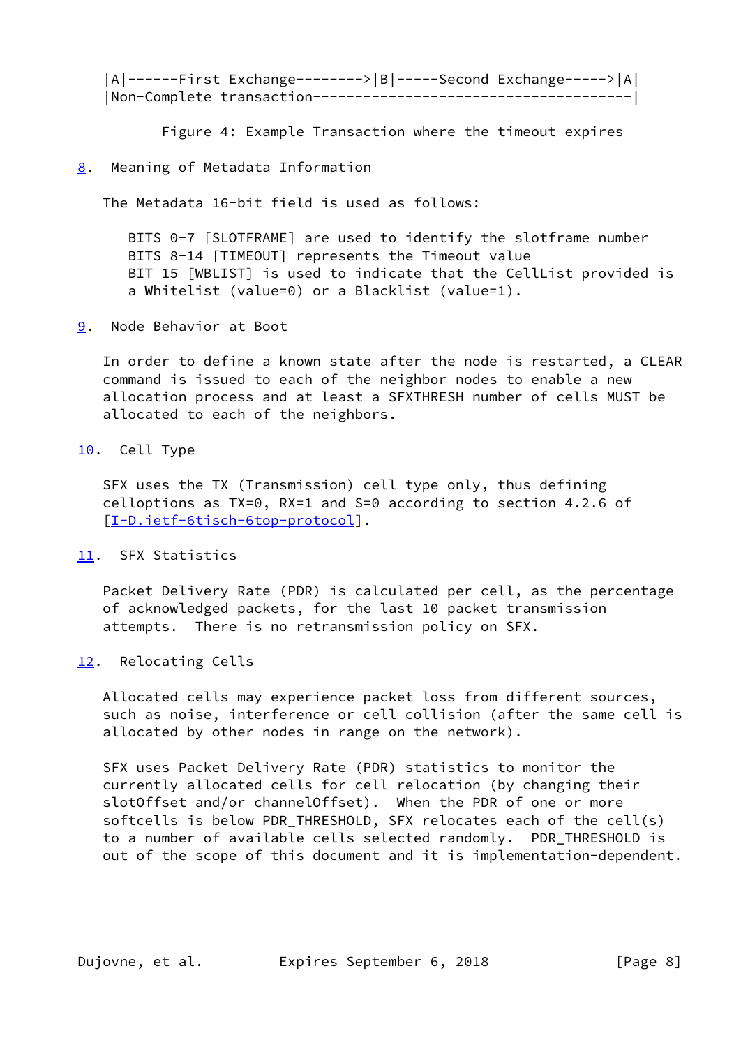```
|A|------First Exchange-------->|B|-----Second Exchange----->|A|
|Non-Complete transaction-------------------------------------|
```

Figure 4: Example Transaction where the timeout expires

## 8. Meaning of Metadata Information

The Metadata 16-bit field is used as follows:

BITS 0-7 [SLOTFRAME] are used to identify the slotframe number
BITS 8-14 [TIMEOUT] represents the Timeout value
BIT 15 [WBLIST] is used to indicate that the CellList provided is a Whitelist (value=0) or a Blacklist (value=1).

## 9. Node Behavior at Boot

In order to define a known state after the node is restarted, a CLEAR command is issued to each of the neighbor nodes to enable a new allocation process and at least a SFXTHRESH number of cells MUST be allocated to each of the neighbors.

## 10. Cell Type

SFX uses the TX (Transmission) cell type only, thus defining celloptions as TX=0, RX=1 and S=0 according to section 4.2.6 of [I-D.ietf-6tisch-6top-protocol].

## 11. SFX Statistics

Packet Delivery Rate (PDR) is calculated per cell, as the percentage of acknowledged packets, for the last 10 packet transmission attempts. There is no retransmission policy on SFX.

## 12. Relocating Cells

Allocated cells may experience packet loss from different sources, such as noise, interference or cell collision (after the same cell is allocated by other nodes in range on the network).

SFX uses Packet Delivery Rate (PDR) statistics to monitor the currently allocated cells for cell relocation (by changing their slotOffset and/or channelOffset). When the PDR of one or more softcells is below PDR_THRESHOLD, SFX relocates each of the cell(s) to a number of available cells selected randomly. PDR_THRESHOLD is out of the scope of this document and it is implementation-dependent.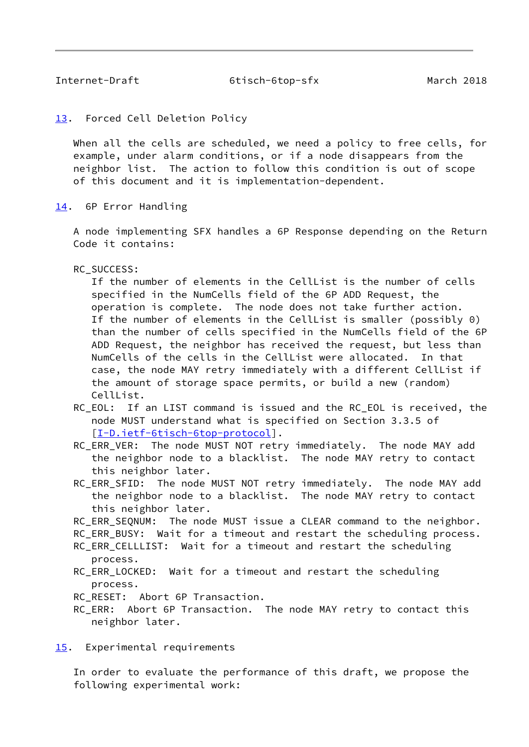## 13. Forced Cell Deletion Policy

When all the cells are scheduled, we need a policy to free cells, for example, under alarm conditions, or if a node disappears from the neighbor list. The action to follow this condition is out of scope of this document and it is implementation-dependent.

## 14. 6P Error Handling

A node implementing SFX handles a 6P Response depending on the Return Code it contains:

- RC_SUCCESS: If the number of elements in the CellList is the number of cells specified in the NumCells field of the 6P ADD Request, the operation is complete. The node does not take further action. If the number of elements in the CellList is smaller (possibly 0) than the number of cells specified in the NumCells field of the 6P ADD Request, the neighbor has received the request, but less than NumCells of the cells in the CellList were allocated. In that case, the node MAY retry immediately with a different CellList if the amount of storage space permits, or build a new (random) CellList.
- RC_EOL: If an LIST command is issued and the RC_EOL is received, the node MUST understand what is specified on Section 3.3.5 of [I-D.ietf-6tisch-6top-protocol].
- RC_ERR_VER: The node MUST NOT retry immediately. The node MAY add the neighbor node to a blacklist. The node MAY retry to contact this neighbor later.
- RC_ERR_SFID: The node MUST NOT retry immediately. The node MAY add the neighbor node to a blacklist. The node MAY retry to contact this neighbor later.
- RC_ERR_SEQNUM: The node MUST issue a CLEAR command to the neighbor.
- RC_ERR_BUSY: Wait for a timeout and restart the scheduling process.
- RC_ERR_CELLLIST: Wait for a timeout and restart the scheduling process.
- RC_ERR_LOCKED: Wait for a timeout and restart the scheduling process.
- RC_RESET: Abort 6P Transaction.
- RC_ERR: Abort 6P Transaction. The node MAY retry to contact this neighbor later.

## 15. Experimental requirements

In order to evaluate the performance of this draft, we propose the following experimental work: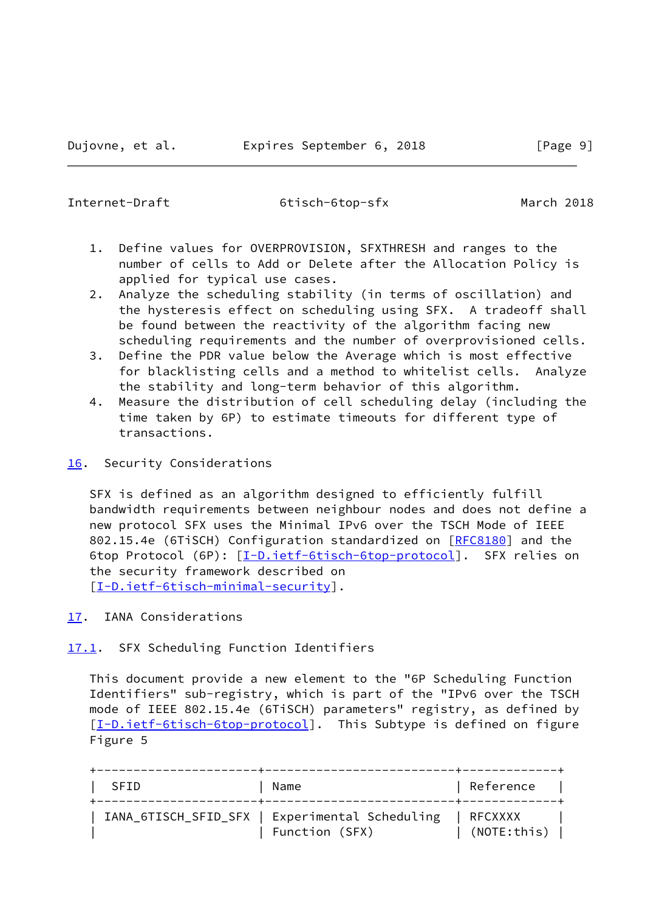1. Define values for OVERPROVISION, SFXTHRESH and ranges to the number of cells to Add or Delete after the Allocation Policy is applied for typical use cases.
2. Analyze the scheduling stability (in terms of oscillation) and the hysteresis effect on scheduling using SFX. A tradeoff shall be found between the reactivity of the algorithm facing new scheduling requirements and the number of overprovisioned cells.
3. Define the PDR value below the Average which is most effective for blacklisting cells and a method to whitelist cells. Analyze the stability and long-term behavior of this algorithm.
4. Measure the distribution of cell scheduling delay (including the time taken by 6P) to estimate timeouts for different type of transactions.

## 16. Security Considerations

SFX is defined as an algorithm designed to efficiently fulfill bandwidth requirements between neighbour nodes and does not define a new protocol SFX uses the Minimal IPv6 over the TSCH Mode of IEEE 802.15.4e (6TiSCH) Configuration standardized on [RFC8180] and the 6top Protocol (6P): [I-D.ietf-6tisch-6top-protocol]. SFX relies on the security framework described on [I-D.ietf-6tisch-minimal-security].

## 17. IANA Considerations

### 17.1. SFX Scheduling Function Identifiers

This document provide a new element to the "6P Scheduling Function Identifiers" sub-registry, which is part of the "IPv6 over the TSCH mode of IEEE 802.15.4e (6TiSCH) parameters" registry, as defined by [I-D.ietf-6tisch-6top-protocol]. This Subtype is defined on figure Figure 5

| SFID | Name | Reference |
|---|---|---|
| IANA_6TISCH_SFID_SFX | Experimental Scheduling Function (SFX) | RFCXXXX (NOTE:this) |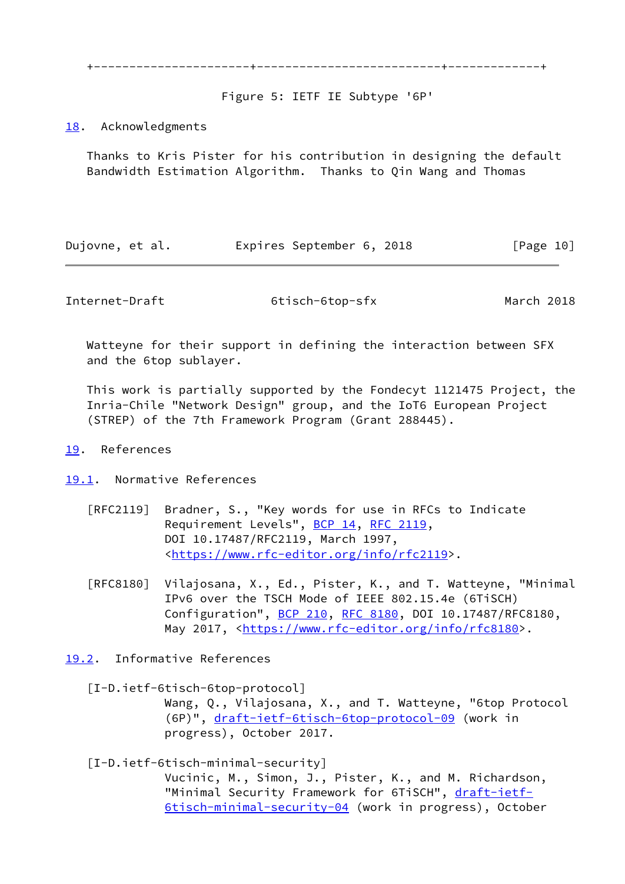+----------------------+-------------------------+-------------+

Figure 5: IETF IE Subtype '6P'

## 18. Acknowledgments

Thanks to Kris Pister for his contribution in designing the default Bandwidth Estimation Algorithm. Thanks to Qin Wang and Thomas Watteyne for their support in defining the interaction between SFX and the 6top sublayer.

This work is partially supported by the Fondecyt 1121475 Project, the Inria-Chile "Network Design" group, and the IoT6 European Project (STREP) of the 7th Framework Program (Grant 288445).

## 19. References

### 19.1. Normative References

[RFC2119] Bradner, S., "Key words for use in RFCs to Indicate Requirement Levels", BCP 14, RFC 2119, DOI 10.17487/RFC2119, March 1997, <https://www.rfc-editor.org/info/rfc2119>.

[RFC8180] Vilajosana, X., Ed., Pister, K., and T. Watteyne, "Minimal IPv6 over the TSCH Mode of IEEE 802.15.4e (6TiSCH) Configuration", BCP 210, RFC 8180, DOI 10.17487/RFC8180, May 2017, <https://www.rfc-editor.org/info/rfc8180>.

### 19.2. Informative References

[I-D.ietf-6tisch-6top-protocol] Wang, Q., Vilajosana, X., and T. Watteyne, "6top Protocol (6P)", draft-ietf-6tisch-6top-protocol-09 (work in progress), October 2017.

[I-D.ietf-6tisch-minimal-security] Vucinic, M., Simon, J., Pister, K., and M. Richardson, "Minimal Security Framework for 6TiSCH", draft-ietf-6tisch-minimal-security-04 (work in progress), October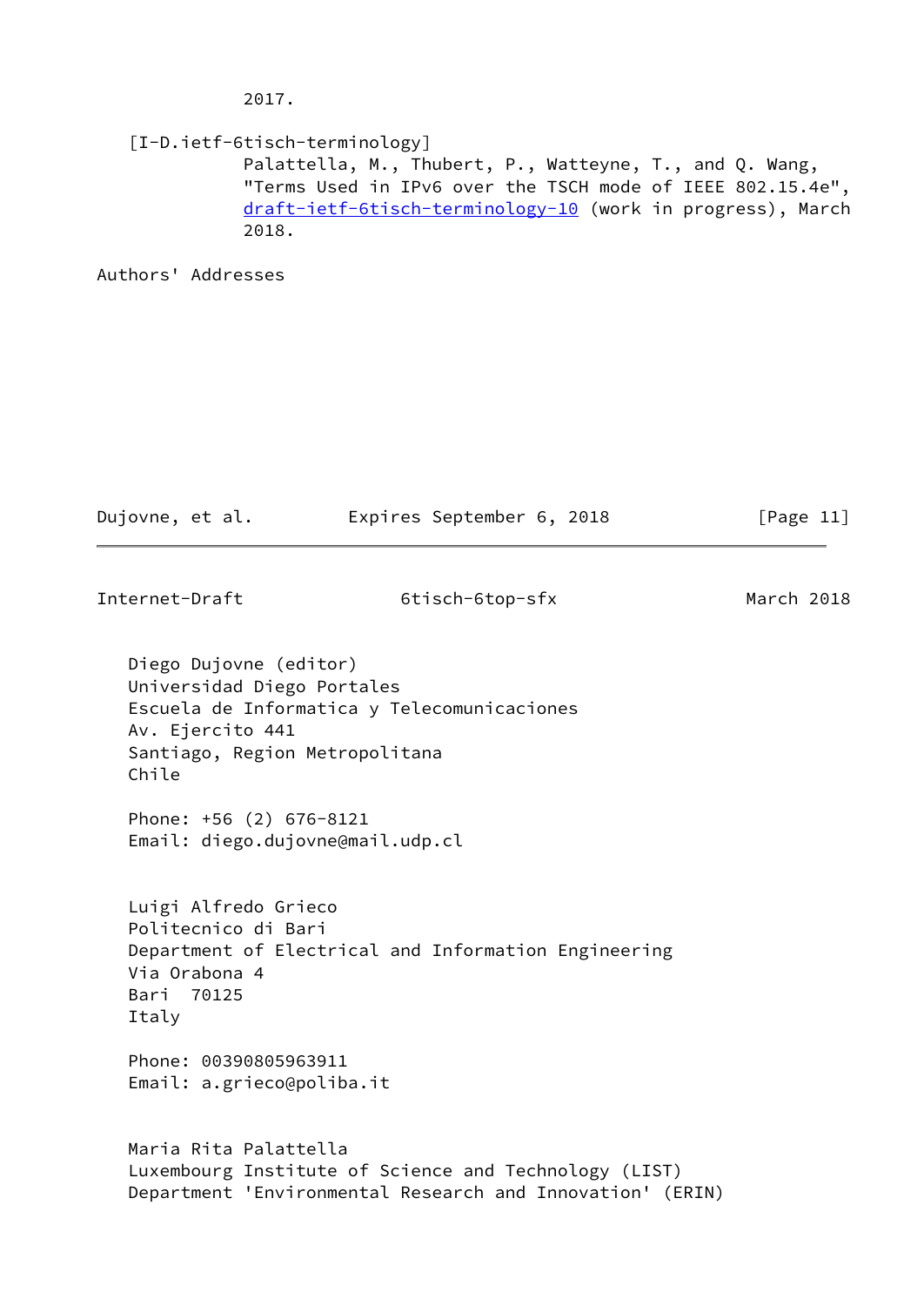2017.

[I-D.ietf-6tisch-terminology]
Palattella, M., Thubert, P., Watteyne, T., and Q. Wang, "Terms Used in IPv6 over the TSCH mode of IEEE 802.15.4e", draft-ietf-6tisch-terminology-10 (work in progress), March 2018.

## Authors' Addresses

Diego Dujovne (editor)
Universidad Diego Portales
Escuela de Informatica y Telecomunicaciones
Av. Ejercito 441
Santiago, Region Metropolitana
Chile

Phone: +56 (2) 676-8121
Email: diego.dujovne@mail.udp.cl

Luigi Alfredo Grieco
Politecnico di Bari
Department of Electrical and Information Engineering
Via Orabona 4
Bari  70125
Italy

Phone: 00390805963911
Email: a.grieco@poliba.it

Maria Rita Palattella
Luxembourg Institute of Science and Technology (LIST)
Department 'Environmental Research and Innovation' (ERIN)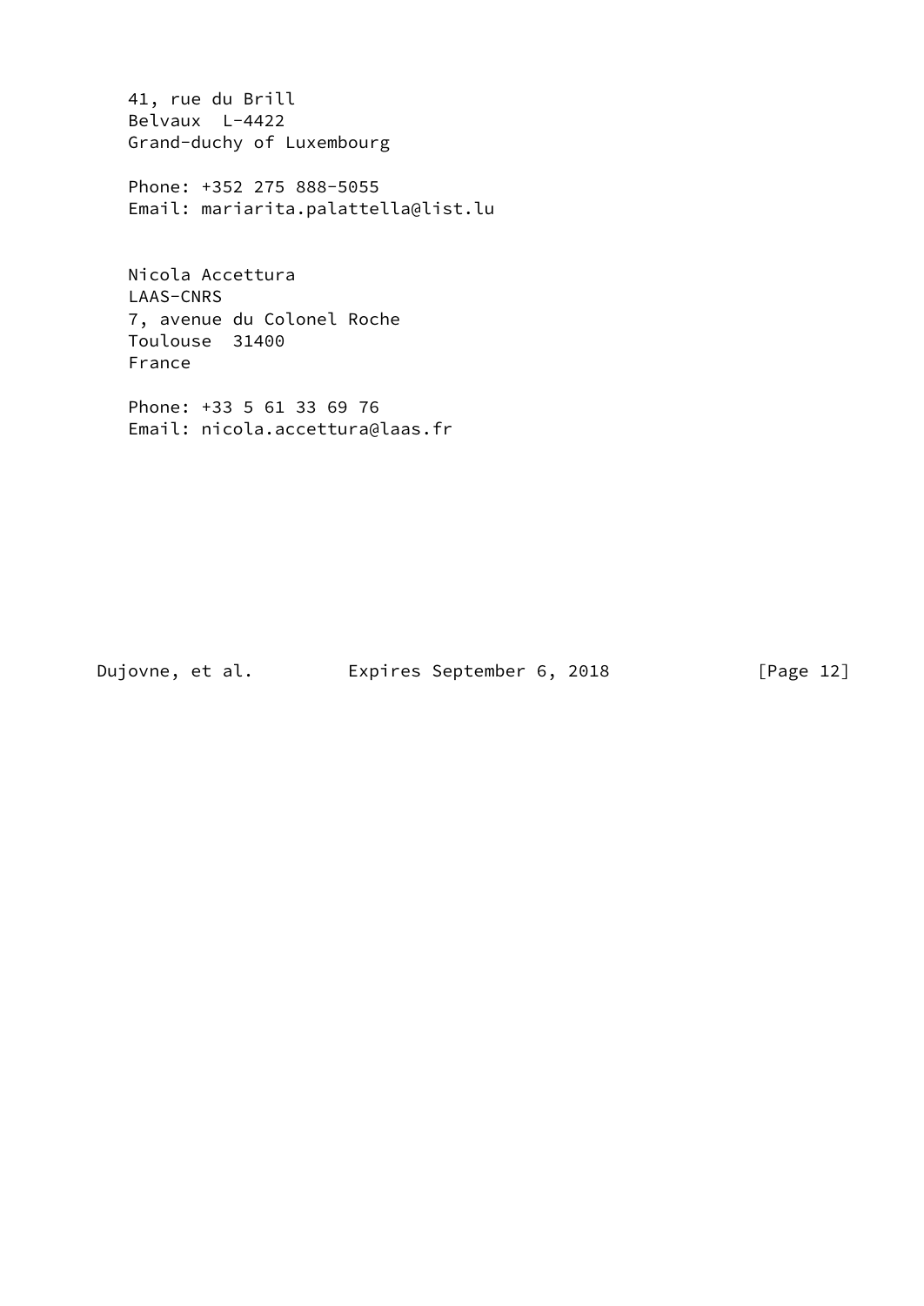41, rue du Brill
Belvaux  L-4422
Grand-duchy of Luxembourg

Phone: +352 275 888-5055
Email: mariarita.palattella@list.lu

Nicola Accettura
LAAS-CNRS
7, avenue du Colonel Roche
Toulouse  31400
France

Phone: +33 5 61 33 69 76
Email: nicola.accettura@laas.fr